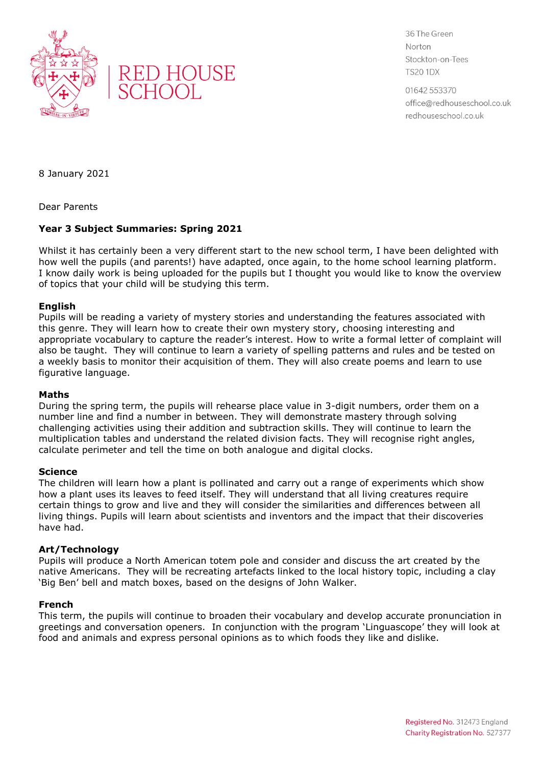RED HOUSE SCHOOL

36 The Green
Norton
Stockton-on-Tees
TS20 1DX

01642 553370
office@redhouseschool.co.uk
redhouseschool.co.uk

8 January 2021

Dear Parents

**Year 3 Subject Summaries: Spring 2021**

Whilst it has certainly been a very different start to the new school term, I have been delighted with how well the pupils (and parents!) have adapted, once again, to the home school learning platform. I know daily work is being uploaded for the pupils but I thought you would like to know the overview of topics that your child will be studying this term.

**English**
Pupils will be reading a variety of mystery stories and understanding the features associated with this genre. They will learn how to create their own mystery story, choosing interesting and appropriate vocabulary to capture the reader's interest. How to write a formal letter of complaint will also be taught. They will continue to learn a variety of spelling patterns and rules and be tested on a weekly basis to monitor their acquisition of them. They will also create poems and learn to use figurative language.

**Maths**
During the spring term, the pupils will rehearse place value in 3-digit numbers, order them on a number line and find a number in between. They will demonstrate mastery through solving challenging activities using their addition and subtraction skills. They will continue to learn the multiplication tables and understand the related division facts. They will recognise right angles, calculate perimeter and tell the time on both analogue and digital clocks.

**Science**
The children will learn how a plant is pollinated and carry out a range of experiments which show how a plant uses its leaves to feed itself. They will understand that all living creatures require certain things to grow and live and they will consider the similarities and differences between all living things. Pupils will learn about scientists and inventors and the impact that their discoveries have had.

**Art/Technology**
Pupils will produce a North American totem pole and consider and discuss the art created by the native Americans. They will be recreating artefacts linked to the local history topic, including a clay 'Big Ben' bell and match boxes, based on the designs of John Walker.

**French**
This term, the pupils will continue to broaden their vocabulary and develop accurate pronunciation in greetings and conversation openers. In conjunction with the program 'Linguascope' they will look at food and animals and express personal opinions as to which foods they like and dislike.

Registered No. 312473 England
Charity Registration No. 527377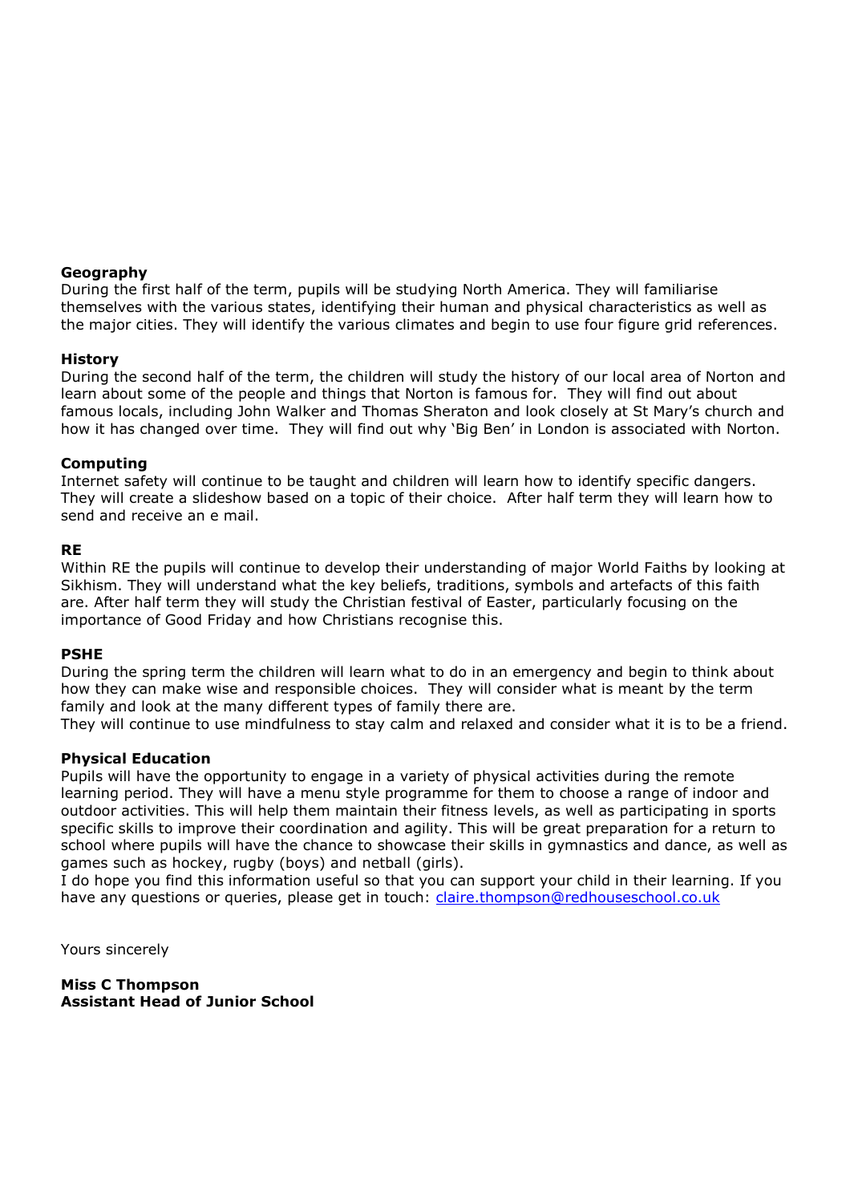**Geography**
During the first half of the term, pupils will be studying North America. They will familiarise themselves with the various states, identifying their human and physical characteristics as well as the major cities. They will identify the various climates and begin to use four figure grid references.

**History**
During the second half of the term, the children will study the history of our local area of Norton and learn about some of the people and things that Norton is famous for. They will find out about famous locals, including John Walker and Thomas Sheraton and look closely at St Mary's church and how it has changed over time. They will find out why 'Big Ben' in London is associated with Norton.

**Computing**
Internet safety will continue to be taught and children will learn how to identify specific dangers. They will create a slideshow based on a topic of their choice. After half term they will learn how to send and receive an e mail.

**RE**
Within RE the pupils will continue to develop their understanding of major World Faiths by looking at Sikhism. They will understand what the key beliefs, traditions, symbols and artefacts of this faith are. After half term they will study the Christian festival of Easter, particularly focusing on the importance of Good Friday and how Christians recognise this.

**PSHE**
During the spring term the children will learn what to do in an emergency and begin to think about how they can make wise and responsible choices. They will consider what is meant by the term family and look at the many different types of family there are.
They will continue to use mindfulness to stay calm and relaxed and consider what it is to be a friend.

**Physical Education**
Pupils will have the opportunity to engage in a variety of physical activities during the remote learning period. They will have a menu style programme for them to choose a range of indoor and outdoor activities. This will help them maintain their fitness levels, as well as participating in sports specific skills to improve their coordination and agility. This will be great preparation for a return to school where pupils will have the chance to showcase their skills in gymnastics and dance, as well as games such as hockey, rugby (boys) and netball (girls).
I do hope you find this information useful so that you can support your child in their learning. If you have any questions or queries, please get in touch: claire.thompson@redhouseschool.co.uk

Yours sincerely

**Miss C Thompson**
**Assistant Head of Junior School**